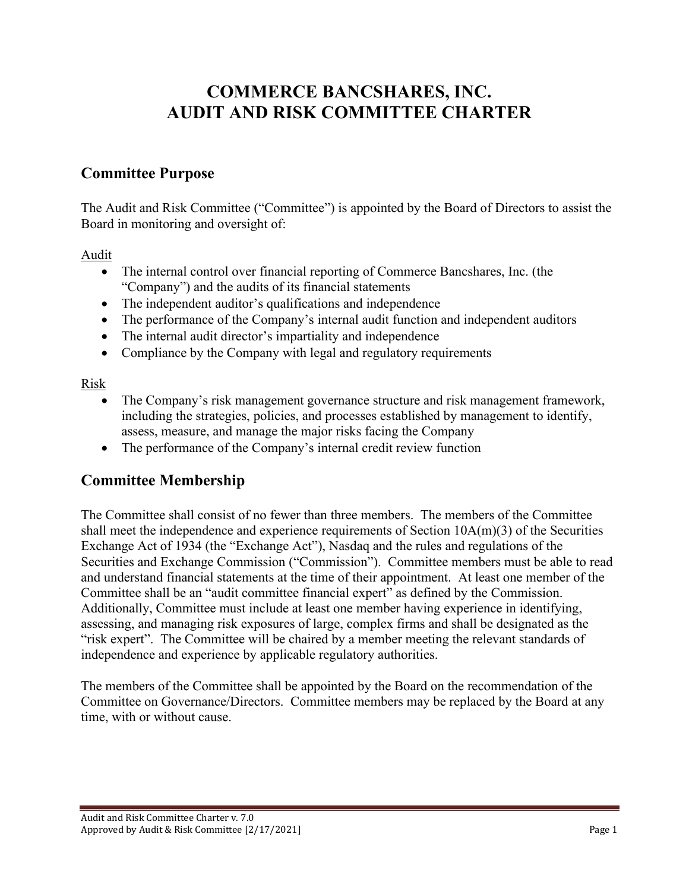# COMMERCE BANCSHARES, INC.
# AUDIT AND RISK COMMITTEE CHARTER

## Committee Purpose

The Audit and Risk Committee ("Committee") is appointed by the Board of Directors to assist the Board in monitoring and oversight of:

Audit

- The internal control over financial reporting of Commerce Bancshares, Inc. (the "Company") and the audits of its financial statements
- The independent auditor's qualifications and independence
- The performance of the Company's internal audit function and independent auditors
- The internal audit director's impartiality and independence
- Compliance by the Company with legal and regulatory requirements

Risk

- The Company's risk management governance structure and risk management framework, including the strategies, policies, and processes established by management to identify, assess, measure, and manage the major risks facing the Company
- The performance of the Company's internal credit review function

## Committee Membership

The Committee shall consist of no fewer than three members. The members of the Committee shall meet the independence and experience requirements of Section 10A(m)(3) of the Securities Exchange Act of 1934 (the "Exchange Act"), Nasdaq and the rules and regulations of the Securities and Exchange Commission ("Commission"). Committee members must be able to read and understand financial statements at the time of their appointment. At least one member of the Committee shall be an "audit committee financial expert" as defined by the Commission. Additionally, Committee must include at least one member having experience in identifying, assessing, and managing risk exposures of large, complex firms and shall be designated as the "risk expert". The Committee will be chaired by a member meeting the relevant standards of independence and experience by applicable regulatory authorities.

The members of the Committee shall be appointed by the Board on the recommendation of the Committee on Governance/Directors. Committee members may be replaced by the Board at any time, with or without cause.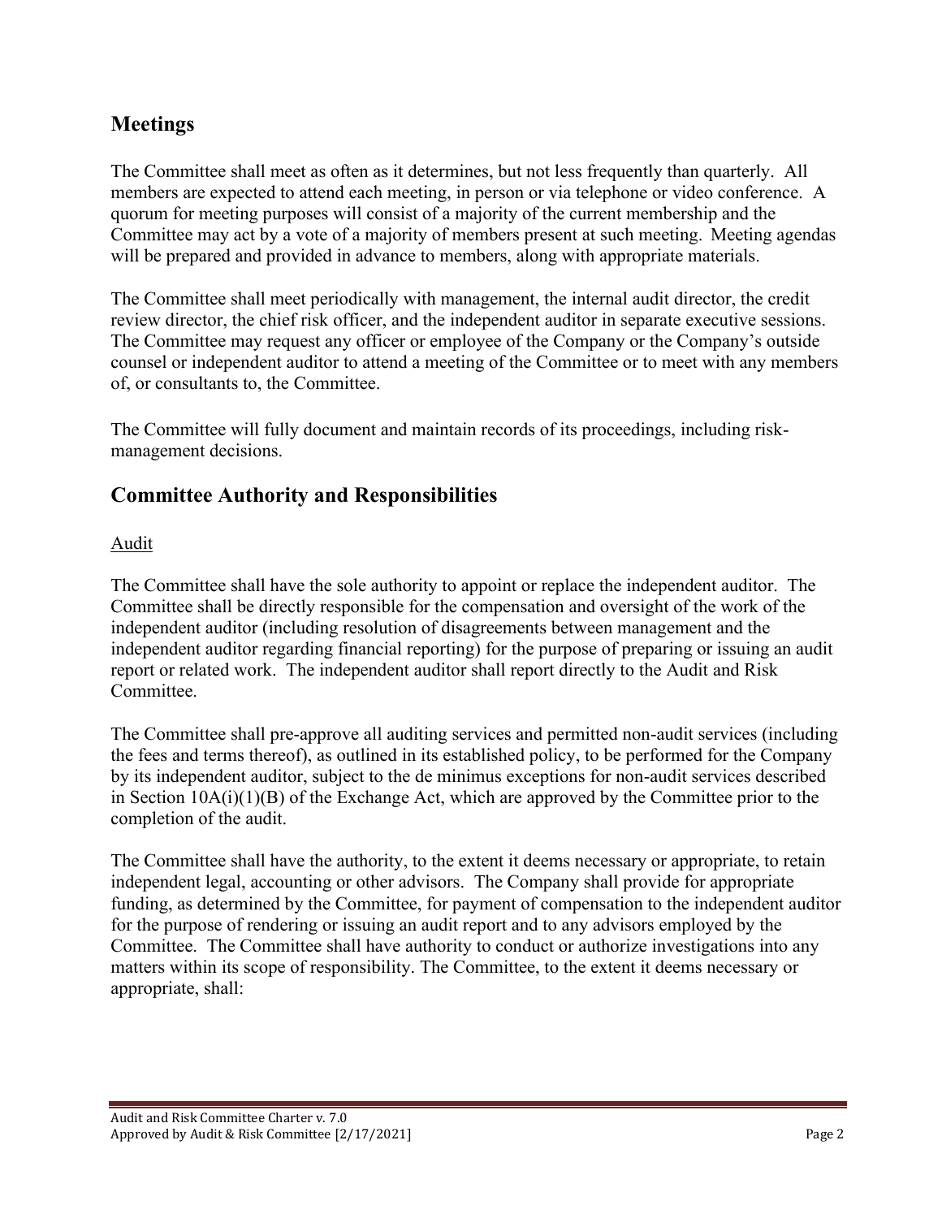## Meetings

The Committee shall meet as often as it determines, but not less frequently than quarterly. All members are expected to attend each meeting, in person or via telephone or video conference. A quorum for meeting purposes will consist of a majority of the current membership and the Committee may act by a vote of a majority of members present at such meeting. Meeting agendas will be prepared and provided in advance to members, along with appropriate materials.

The Committee shall meet periodically with management, the internal audit director, the credit review director, the chief risk officer, and the independent auditor in separate executive sessions. The Committee may request any officer or employee of the Company or the Company's outside counsel or independent auditor to attend a meeting of the Committee or to meet with any members of, or consultants to, the Committee.

The Committee will fully document and maintain records of its proceedings, including risk-management decisions.

## Committee Authority and Responsibilities

<u>Audit</u>

The Committee shall have the sole authority to appoint or replace the independent auditor. The Committee shall be directly responsible for the compensation and oversight of the work of the independent auditor (including resolution of disagreements between management and the independent auditor regarding financial reporting) for the purpose of preparing or issuing an audit report or related work. The independent auditor shall report directly to the Audit and Risk Committee.

The Committee shall pre-approve all auditing services and permitted non-audit services (including the fees and terms thereof), as outlined in its established policy, to be performed for the Company by its independent auditor, subject to the de minimus exceptions for non-audit services described in Section 10A(i)(1)(B) of the Exchange Act, which are approved by the Committee prior to the completion of the audit.

The Committee shall have the authority, to the extent it deems necessary or appropriate, to retain independent legal, accounting or other advisors. The Company shall provide for appropriate funding, as determined by the Committee, for payment of compensation to the independent auditor for the purpose of rendering or issuing an audit report and to any advisors employed by the Committee. The Committee shall have authority to conduct or authorize investigations into any matters within its scope of responsibility. The Committee, to the extent it deems necessary or appropriate, shall: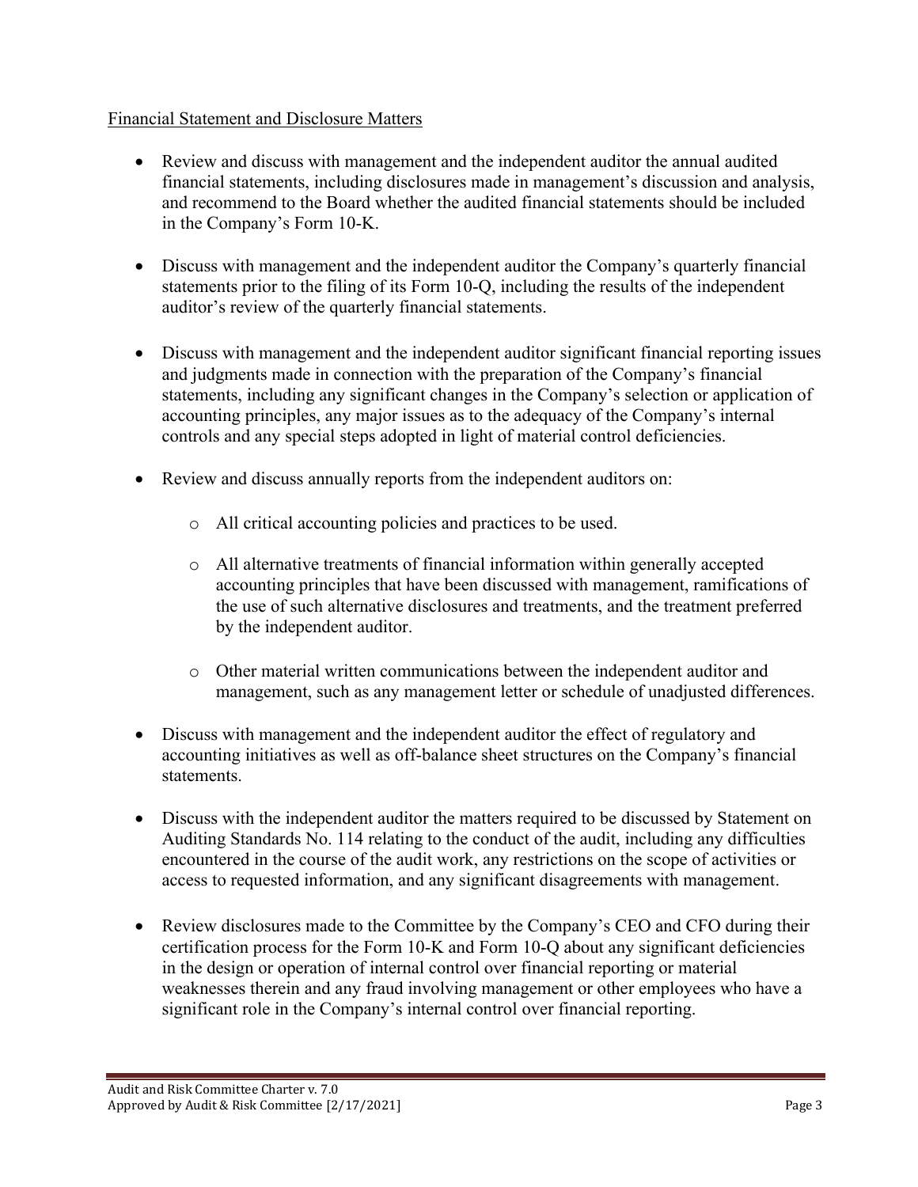## Financial Statement and Disclosure Matters

- Review and discuss with management and the independent auditor the annual audited financial statements, including disclosures made in management's discussion and analysis, and recommend to the Board whether the audited financial statements should be included in the Company's Form 10-K.

- Discuss with management and the independent auditor the Company's quarterly financial statements prior to the filing of its Form 10-Q, including the results of the independent auditor's review of the quarterly financial statements.

- Discuss with management and the independent auditor significant financial reporting issues and judgments made in connection with the preparation of the Company's financial statements, including any significant changes in the Company's selection or application of accounting principles, any major issues as to the adequacy of the Company's internal controls and any special steps adopted in light of material control deficiencies.

- Review and discuss annually reports from the independent auditors on:

    - All critical accounting policies and practices to be used.

    - All alternative treatments of financial information within generally accepted accounting principles that have been discussed with management, ramifications of the use of such alternative disclosures and treatments, and the treatment preferred by the independent auditor.

    - Other material written communications between the independent auditor and management, such as any management letter or schedule of unadjusted differences.

- Discuss with management and the independent auditor the effect of regulatory and accounting initiatives as well as off-balance sheet structures on the Company's financial statements.

- Discuss with the independent auditor the matters required to be discussed by Statement on Auditing Standards No. 114 relating to the conduct of the audit, including any difficulties encountered in the course of the audit work, any restrictions on the scope of activities or access to requested information, and any significant disagreements with management.

- Review disclosures made to the Committee by the Company's CEO and CFO during their certification process for the Form 10-K and Form 10-Q about any significant deficiencies in the design or operation of internal control over financial reporting or material weaknesses therein and any fraud involving management or other employees who have a significant role in the Company's internal control over financial reporting.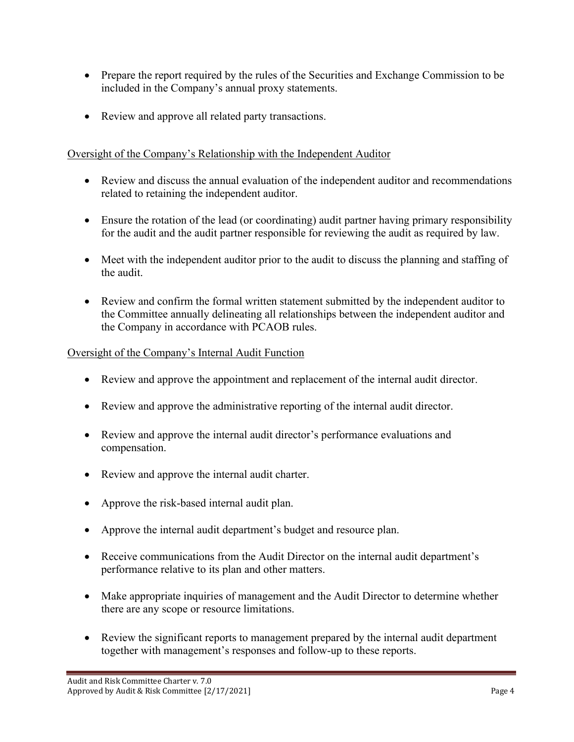- Prepare the report required by the rules of the Securities and Exchange Commission to be included in the Company's annual proxy statements.

- Review and approve all related party transactions.

<u>Oversight of the Company's Relationship with the Independent Auditor</u>

- Review and discuss the annual evaluation of the independent auditor and recommendations related to retaining the independent auditor.

- Ensure the rotation of the lead (or coordinating) audit partner having primary responsibility for the audit and the audit partner responsible for reviewing the audit as required by law.

- Meet with the independent auditor prior to the audit to discuss the planning and staffing of the audit.

- Review and confirm the formal written statement submitted by the independent auditor to the Committee annually delineating all relationships between the independent auditor and the Company in accordance with PCAOB rules.

<u>Oversight of the Company's Internal Audit Function</u>

- Review and approve the appointment and replacement of the internal audit director.

- Review and approve the administrative reporting of the internal audit director.

- Review and approve the internal audit director's performance evaluations and compensation.

- Review and approve the internal audit charter.

- Approve the risk-based internal audit plan.

- Approve the internal audit department's budget and resource plan.

- Receive communications from the Audit Director on the internal audit department's performance relative to its plan and other matters.

- Make appropriate inquiries of management and the Audit Director to determine whether there are any scope or resource limitations.

- Review the significant reports to management prepared by the internal audit department together with management's responses and follow-up to these reports.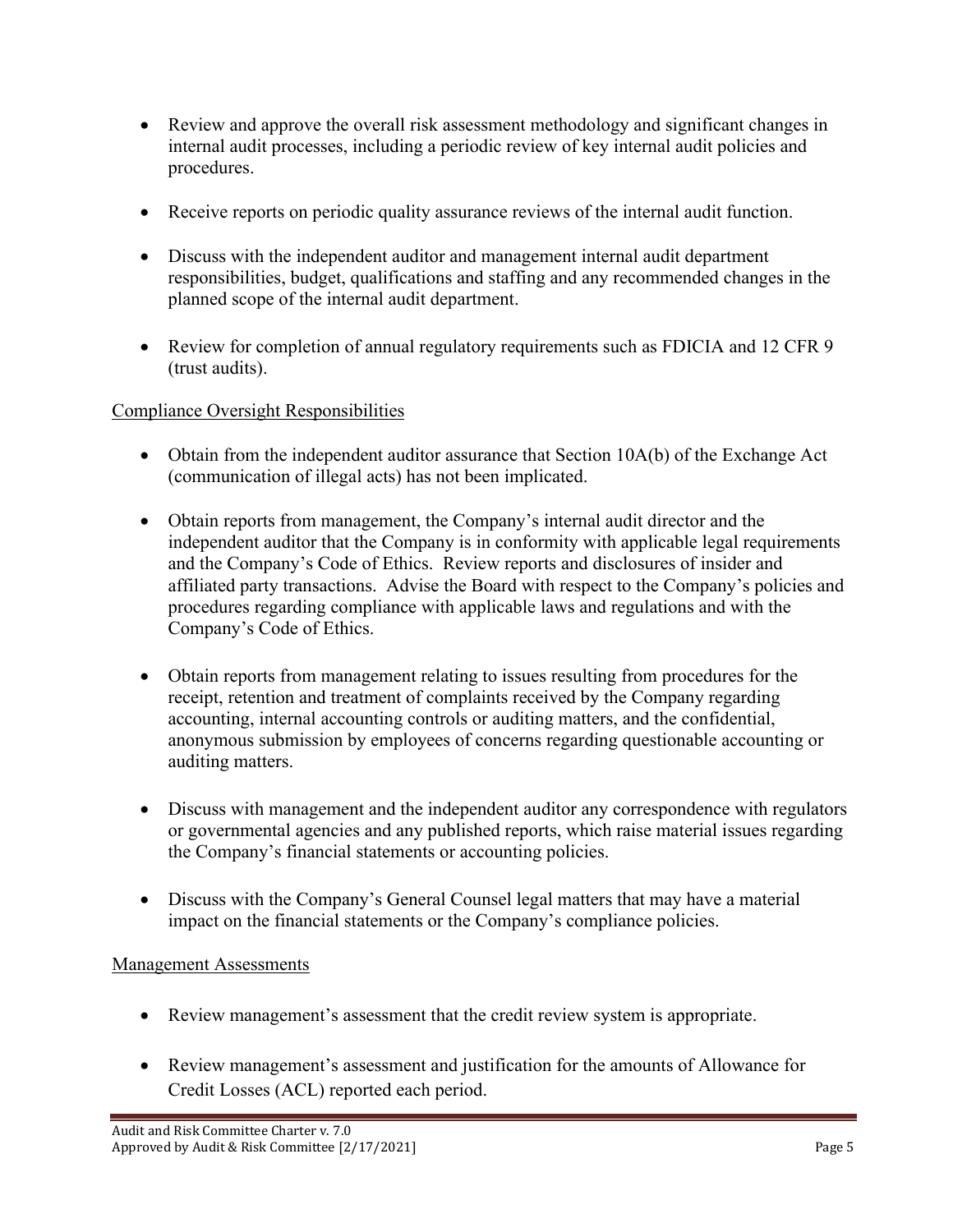- Review and approve the overall risk assessment methodology and significant changes in internal audit processes, including a periodic review of key internal audit policies and procedures.

- Receive reports on periodic quality assurance reviews of the internal audit function.

- Discuss with the independent auditor and management internal audit department responsibilities, budget, qualifications and staffing and any recommended changes in the planned scope of the internal audit department.

- Review for completion of annual regulatory requirements such as FDICIA and 12 CFR 9 (trust audits).

<u>Compliance Oversight Responsibilities</u>

- Obtain from the independent auditor assurance that Section 10A(b) of the Exchange Act (communication of illegal acts) has not been implicated.

- Obtain reports from management, the Company's internal audit director and the independent auditor that the Company is in conformity with applicable legal requirements and the Company's Code of Ethics. Review reports and disclosures of insider and affiliated party transactions. Advise the Board with respect to the Company's policies and procedures regarding compliance with applicable laws and regulations and with the Company's Code of Ethics.

- Obtain reports from management relating to issues resulting from procedures for the receipt, retention and treatment of complaints received by the Company regarding accounting, internal accounting controls or auditing matters, and the confidential, anonymous submission by employees of concerns regarding questionable accounting or auditing matters.

- Discuss with management and the independent auditor any correspondence with regulators or governmental agencies and any published reports, which raise material issues regarding the Company's financial statements or accounting policies.

- Discuss with the Company's General Counsel legal matters that may have a material impact on the financial statements or the Company's compliance policies.

<u>Management Assessments</u>

- Review management's assessment that the credit review system is appropriate.

- Review management's assessment and justification for the amounts of Allowance for Credit Losses (ACL) reported each period.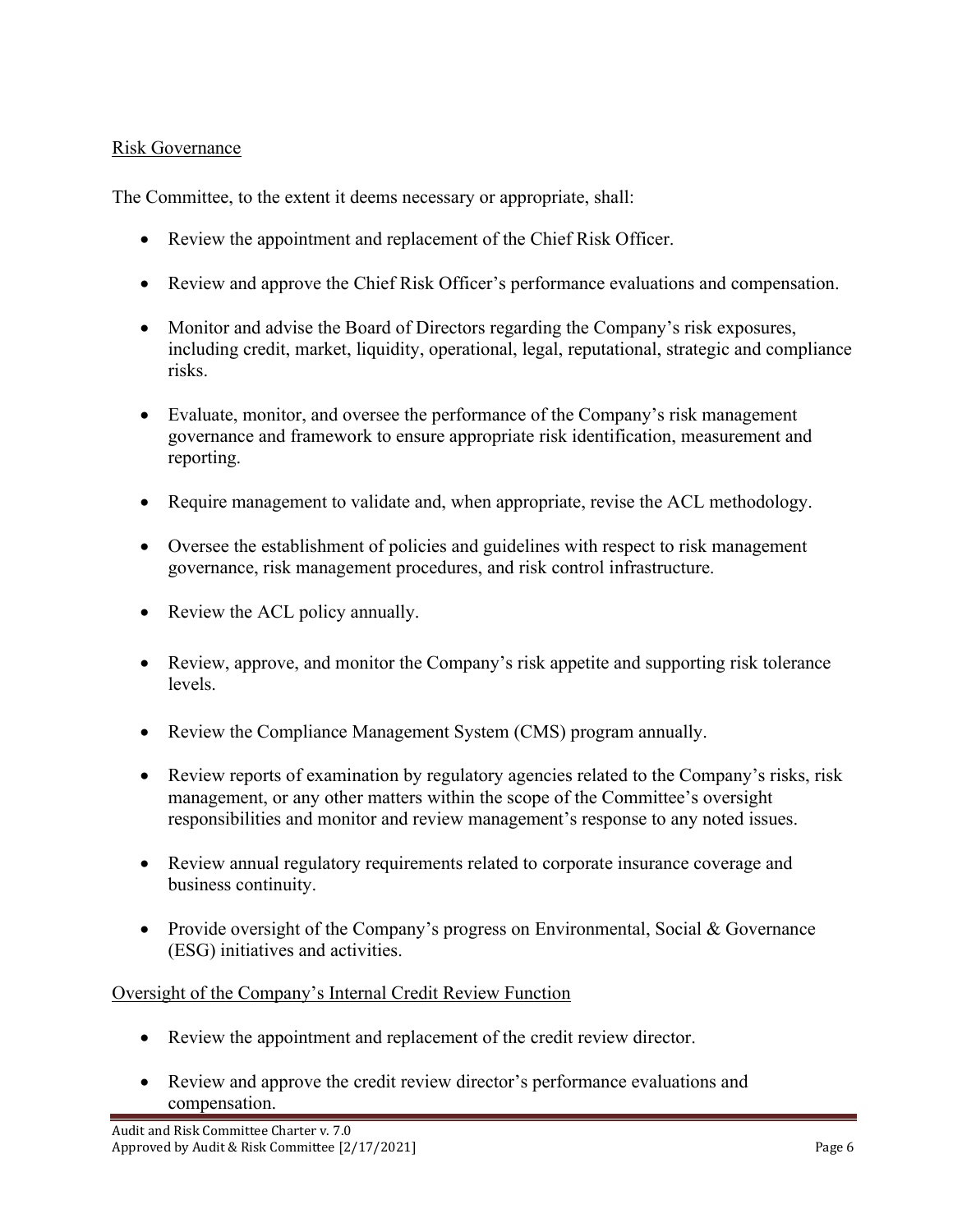Risk Governance

The Committee, to the extent it deems necessary or appropriate, shall:

- Review the appointment and replacement of the Chief Risk Officer.
- Review and approve the Chief Risk Officer's performance evaluations and compensation.
- Monitor and advise the Board of Directors regarding the Company's risk exposures, including credit, market, liquidity, operational, legal, reputational, strategic and compliance risks.
- Evaluate, monitor, and oversee the performance of the Company's risk management governance and framework to ensure appropriate risk identification, measurement and reporting.
- Require management to validate and, when appropriate, revise the ACL methodology.
- Oversee the establishment of policies and guidelines with respect to risk management governance, risk management procedures, and risk control infrastructure.
- Review the ACL policy annually.
- Review, approve, and monitor the Company's risk appetite and supporting risk tolerance levels.
- Review the Compliance Management System (CMS) program annually.
- Review reports of examination by regulatory agencies related to the Company's risks, risk management, or any other matters within the scope of the Committee's oversight responsibilities and monitor and review management's response to any noted issues.
- Review annual regulatory requirements related to corporate insurance coverage and business continuity.
- Provide oversight of the Company's progress on Environmental, Social & Governance (ESG) initiatives and activities.

Oversight of the Company's Internal Credit Review Function

- Review the appointment and replacement of the credit review director.
- Review and approve the credit review director's performance evaluations and compensation.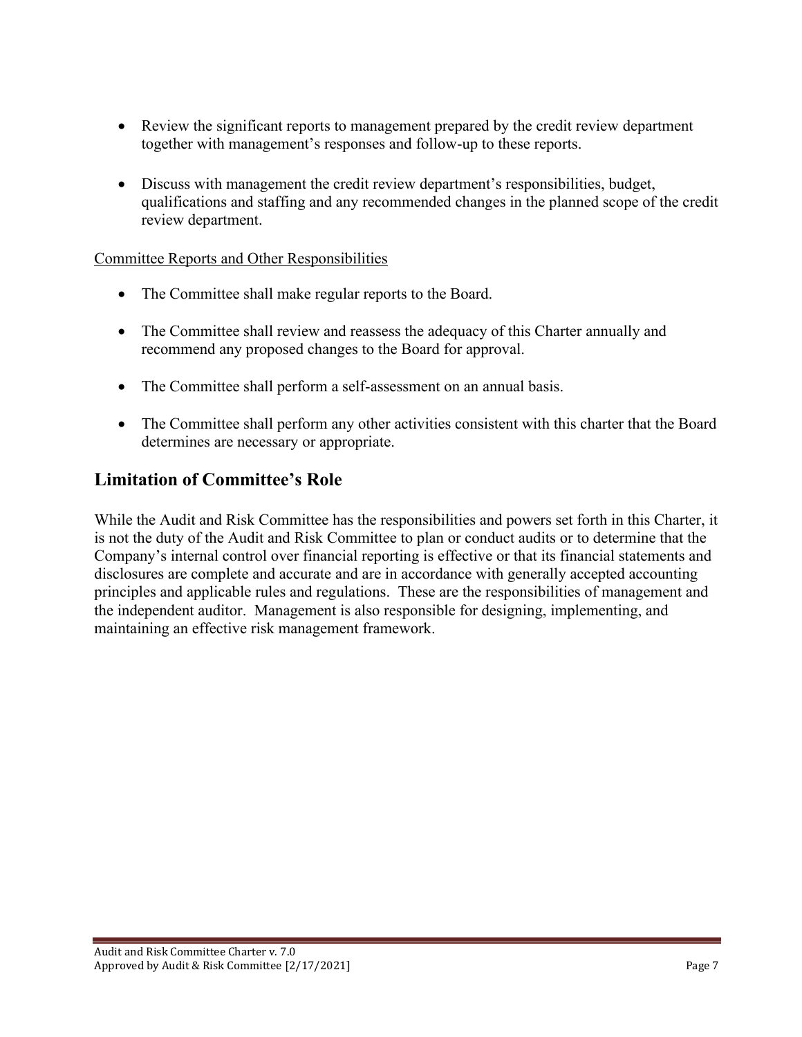- Review the significant reports to management prepared by the credit review department together with management's responses and follow-up to these reports.

- Discuss with management the credit review department's responsibilities, budget, qualifications and staffing and any recommended changes in the planned scope of the credit review department.

Committee Reports and Other Responsibilities

- The Committee shall make regular reports to the Board.

- The Committee shall review and reassess the adequacy of this Charter annually and recommend any proposed changes to the Board for approval.

- The Committee shall perform a self-assessment on an annual basis.

- The Committee shall perform any other activities consistent with this charter that the Board determines are necessary or appropriate.

## Limitation of Committee's Role

While the Audit and Risk Committee has the responsibilities and powers set forth in this Charter, it is not the duty of the Audit and Risk Committee to plan or conduct audits or to determine that the Company's internal control over financial reporting is effective or that its financial statements and disclosures are complete and accurate and are in accordance with generally accepted accounting principles and applicable rules and regulations. These are the responsibilities of management and the independent auditor. Management is also responsible for designing, implementing, and maintaining an effective risk management framework.